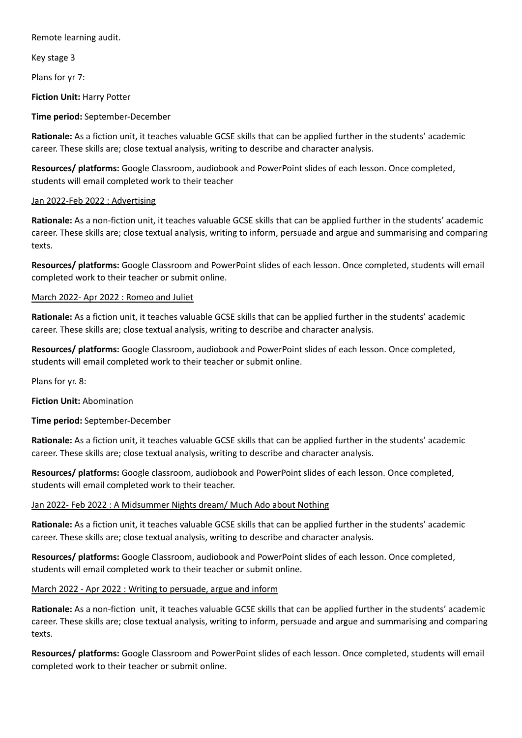Remote learning audit.

Key stage 3

Plans for yr 7:

**Fiction Unit:** Harry Potter

**Time period:** September-December

**Rationale:** As a fiction unit, it teaches valuable GCSE skills that can be applied further in the students' academic career. These skills are; close textual analysis, writing to describe and character analysis.

**Resources/ platforms:** Google Classroom, audiobook and PowerPoint slides of each lesson. Once completed, students will email completed work to their teacher

<u>Jan 2022-Feb 2022 : Advertising</u>

**Rationale:** As a non-fiction unit, it teaches valuable GCSE skills that can be applied further in the students' academic career. These skills are; close textual analysis, writing to inform, persuade and argue and summarising and comparing texts.

**Resources/ platforms:** Google Classroom and PowerPoint slides of each lesson. Once completed, students will email completed work to their teacher or submit online.

<u>March 2022- Apr 2022 : Romeo and Juliet</u>

**Rationale:** As a fiction unit, it teaches valuable GCSE skills that can be applied further in the students' academic career. These skills are; close textual analysis, writing to describe and character analysis.

**Resources/ platforms:** Google Classroom, audiobook and PowerPoint slides of each lesson. Once completed, students will email completed work to their teacher or submit online.

Plans for yr. 8:

**Fiction Unit:** Abomination

**Time period:** September-December

**Rationale:** As a fiction unit, it teaches valuable GCSE skills that can be applied further in the students' academic career. These skills are; close textual analysis, writing to describe and character analysis.

**Resources/ platforms:** Google classroom, audiobook and PowerPoint slides of each lesson. Once completed, students will email completed work to their teacher.

<u>Jan 2022- Feb 2022 : A Midsummer Nights dream/ Much Ado about Nothing</u>

**Rationale:** As a fiction unit, it teaches valuable GCSE skills that can be applied further in the students' academic career. These skills are; close textual analysis, writing to describe and character analysis.

**Resources/ platforms:** Google Classroom, audiobook and PowerPoint slides of each lesson. Once completed, students will email completed work to their teacher or submit online.

<u>March 2022 - Apr 2022 : Writing to persuade, argue and inform</u>

**Rationale:** As a non-fiction unit, it teaches valuable GCSE skills that can be applied further in the students' academic career. These skills are; close textual analysis, writing to inform, persuade and argue and summarising and comparing texts.

**Resources/ platforms:** Google Classroom and PowerPoint slides of each lesson. Once completed, students will email completed work to their teacher or submit online.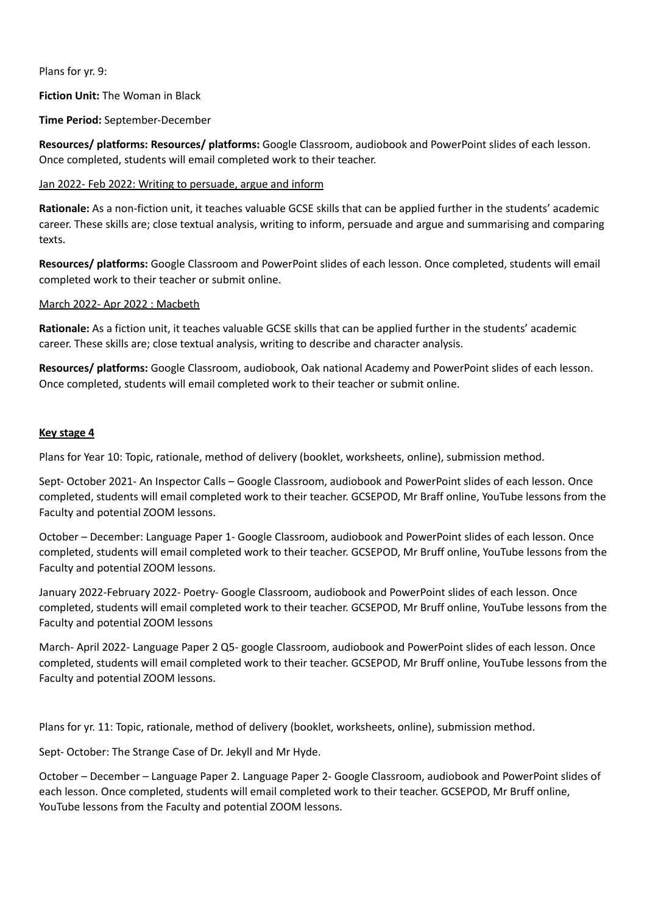Plans for yr. 9:

**Fiction Unit:** The Woman in Black

**Time Period:** September-December

**Resources/ platforms: Resources/ platforms:** Google Classroom, audiobook and PowerPoint slides of each lesson. Once completed, students will email completed work to their teacher.

<u>Jan 2022- Feb 2022: Writing to persuade, argue and inform</u>

**Rationale:** As a non-fiction unit, it teaches valuable GCSE skills that can be applied further in the students' academic career. These skills are; close textual analysis, writing to inform, persuade and argue and summarising and comparing texts.

**Resources/ platforms:** Google Classroom and PowerPoint slides of each lesson. Once completed, students will email completed work to their teacher or submit online.

<u>March 2022- Apr 2022 : Macbeth</u>

**Rationale:** As a fiction unit, it teaches valuable GCSE skills that can be applied further in the students' academic career. These skills are; close textual analysis, writing to describe and character analysis.

**Resources/ platforms:** Google Classroom, audiobook, Oak national Academy and PowerPoint slides of each lesson. Once completed, students will email completed work to their teacher or submit online.

**<u>Key stage 4</u>**

Plans for Year 10: Topic, rationale, method of delivery (booklet, worksheets, online), submission method.

Sept- October 2021- An Inspector Calls – Google Classroom, audiobook and PowerPoint slides of each lesson. Once completed, students will email completed work to their teacher. GCSEPOD, Mr Braff online, YouTube lessons from the Faculty and potential ZOOM lessons.

October – December: Language Paper 1- Google Classroom, audiobook and PowerPoint slides of each lesson. Once completed, students will email completed work to their teacher. GCSEPOD, Mr Bruff online, YouTube lessons from the Faculty and potential ZOOM lessons.

January 2022-February 2022- Poetry- Google Classroom, audiobook and PowerPoint slides of each lesson. Once completed, students will email completed work to their teacher. GCSEPOD, Mr Bruff online, YouTube lessons from the Faculty and potential ZOOM lessons

March- April 2022- Language Paper 2 Q5- google Classroom, audiobook and PowerPoint slides of each lesson. Once completed, students will email completed work to their teacher. GCSEPOD, Mr Bruff online, YouTube lessons from the Faculty and potential ZOOM lessons.

Plans for yr. 11: Topic, rationale, method of delivery (booklet, worksheets, online), submission method.

Sept- October: The Strange Case of Dr. Jekyll and Mr Hyde.

October – December – Language Paper 2. Language Paper 2- Google Classroom, audiobook and PowerPoint slides of each lesson. Once completed, students will email completed work to their teacher. GCSEPOD, Mr Bruff online, YouTube lessons from the Faculty and potential ZOOM lessons.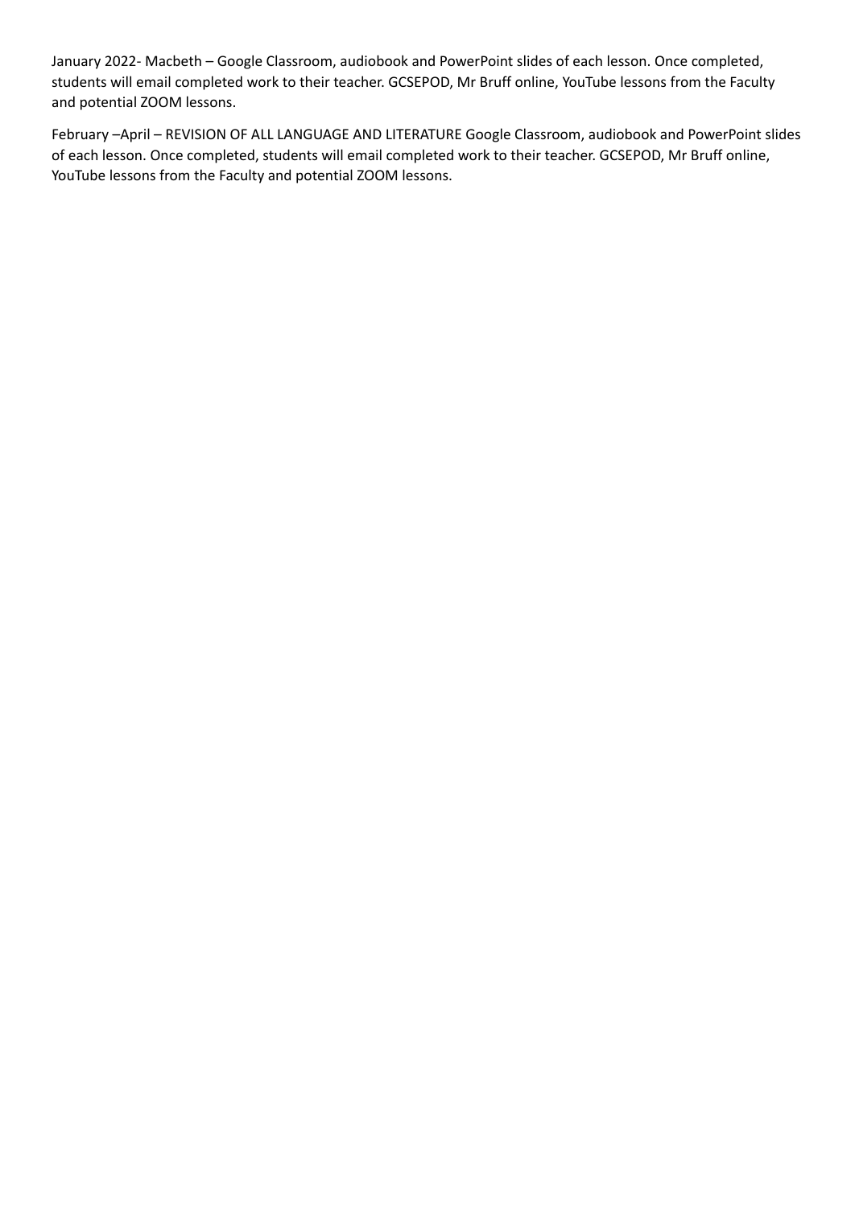January 2022- Macbeth – Google Classroom, audiobook and PowerPoint slides of each lesson. Once completed, students will email completed work to their teacher. GCSEPOD, Mr Bruff online, YouTube lessons from the Faculty and potential ZOOM lessons.

February –April – REVISION OF ALL LANGUAGE AND LITERATURE Google Classroom, audiobook and PowerPoint slides of each lesson. Once completed, students will email completed work to their teacher. GCSEPOD, Mr Bruff online, YouTube lessons from the Faculty and potential ZOOM lessons.